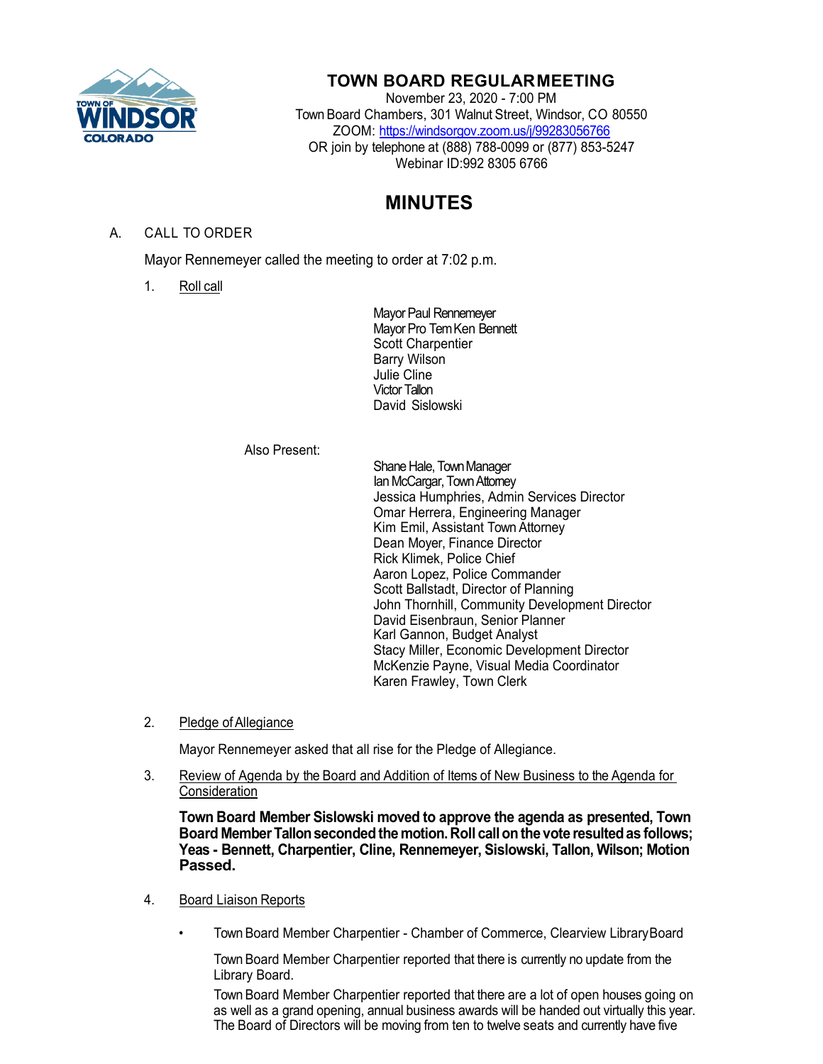# TOWN BOARD REGULAR MEETING

November 23, 2020 - 7:00 PM
Town Board Chambers, 301 Walnut Street, Windsor, CO 80550
ZOOM: https://windsorgov.zoom.us/j/99283056766
OR join by telephone at (888) 788-0099 or (877) 853-5247
Webinar ID:992 8305 6766

# MINUTES

A. CALL TO ORDER

Mayor Rennemeyer called the meeting to order at 7:02 p.m.

1. Roll call

Mayor Paul Rennemeyer
Mayor Pro Tem Ken Bennett
Scott Charpentier
Barry Wilson
Julie Cline
Victor Tallon
David Sislowski

Also Present:

Shane Hale, Town Manager
Ian McCargar, Town Attorney
Jessica Humphries, Admin Services Director
Omar Herrera, Engineering Manager
Kim Emil, Assistant Town Attorney
Dean Moyer, Finance Director
Rick Klimek, Police Chief
Aaron Lopez, Police Commander
Scott Ballstadt, Director of Planning
John Thornhill, Community Development Director
David Eisenbraun, Senior Planner
Karl Gannon, Budget Analyst
Stacy Miller, Economic Development Director
McKenzie Payne, Visual Media Coordinator
Karen Frawley, Town Clerk

2. Pledge of Allegiance

Mayor Rennemeyer asked that all rise for the Pledge of Allegiance.

3. Review of Agenda by the Board and Addition of Items of New Business to the Agenda for Consideration

**Town Board Member Sislowski moved to approve the agenda as presented, Town Board Member Tallon seconded the motion. Roll call on the vote resulted as follows; Yeas - Bennett, Charpentier, Cline, Rennemeyer, Sislowski, Tallon, Wilson; Motion Passed.**

4. Board Liaison Reports

- Town Board Member Charpentier - Chamber of Commerce, Clearview Library Board

  Town Board Member Charpentier reported that there is currently no update from the Library Board.

  Town Board Member Charpentier reported that there are a lot of open houses going on as well as a grand opening, annual business awards will be handed out virtually this year. The Board of Directors will be moving from ten to twelve seats and currently have five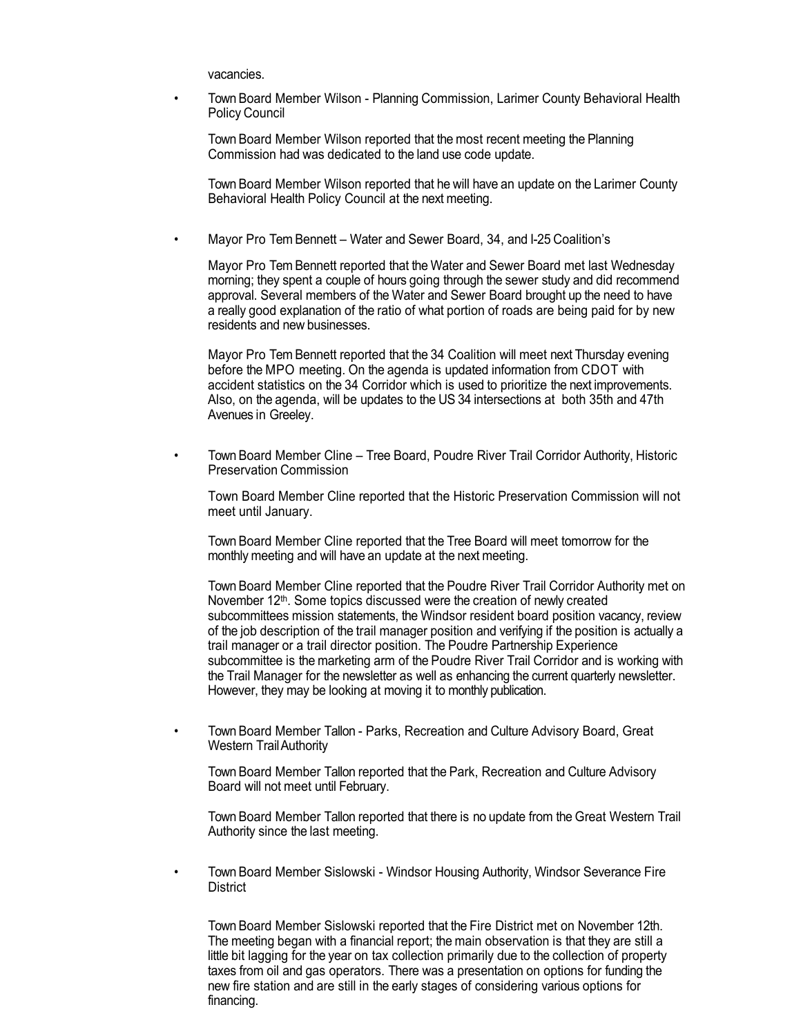vacancies.

- Town Board Member Wilson - Planning Commission, Larimer County Behavioral Health Policy Council

  Town Board Member Wilson reported that the most recent meeting the Planning Commission had was dedicated to the land use code update.

  Town Board Member Wilson reported that he will have an update on the Larimer County Behavioral Health Policy Council at the next meeting.

- Mayor Pro Tem Bennett – Water and Sewer Board, 34, and I-25 Coalition's

  Mayor Pro Tem Bennett reported that the Water and Sewer Board met last Wednesday morning; they spent a couple of hours going through the sewer study and did recommend approval. Several members of the Water and Sewer Board brought up the need to have a really good explanation of the ratio of what portion of roads are being paid for by new residents and new businesses.

  Mayor Pro Tem Bennett reported that the 34 Coalition will meet next Thursday evening before the MPO meeting. On the agenda is updated information from CDOT with accident statistics on the 34 Corridor which is used to prioritize the next improvements. Also, on the agenda, will be updates to the US 34 intersections at both 35th and 47th Avenues in Greeley.

- Town Board Member Cline – Tree Board, Poudre River Trail Corridor Authority, Historic Preservation Commission

  Town Board Member Cline reported that the Historic Preservation Commission will not meet until January.

  Town Board Member Cline reported that the Tree Board will meet tomorrow for the monthly meeting and will have an update at the next meeting.

  Town Board Member Cline reported that the Poudre River Trail Corridor Authority met on November 12th. Some topics discussed were the creation of newly created subcommittees mission statements, the Windsor resident board position vacancy, review of the job description of the trail manager position and verifying if the position is actually a trail manager or a trail director position. The Poudre Partnership Experience subcommittee is the marketing arm of the Poudre River Trail Corridor and is working with the Trail Manager for the newsletter as well as enhancing the current quarterly newsletter. However, they may be looking at moving it to monthly publication.

- Town Board Member Tallon - Parks, Recreation and Culture Advisory Board, Great Western Trail Authority

  Town Board Member Tallon reported that the Park, Recreation and Culture Advisory Board will not meet until February.

  Town Board Member Tallon reported that there is no update from the Great Western Trail Authority since the last meeting.

- Town Board Member Sislowski - Windsor Housing Authority, Windsor Severance Fire District

  Town Board Member Sislowski reported that the Fire District met on November 12th. The meeting began with a financial report; the main observation is that they are still a little bit lagging for the year on tax collection primarily due to the collection of property taxes from oil and gas operators. There was a presentation on options for funding the new fire station and are still in the early stages of considering various options for financing.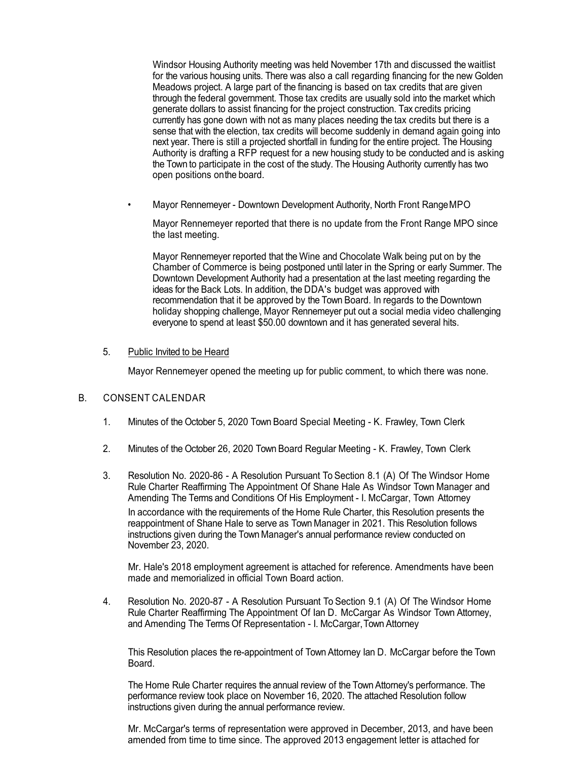Windsor Housing Authority meeting was held November 17th and discussed the waitlist for the various housing units. There was also a call regarding financing for the new Golden Meadows project. A large part of the financing is based on tax credits that are given through the federal government. Those tax credits are usually sold into the market which generate dollars to assist financing for the project construction. Tax credits pricing currently has gone down with not as many places needing the tax credits but there is a sense that with the election, tax credits will become suddenly in demand again going into next year. There is still a projected shortfall in funding for the entire project. The Housing Authority is drafting a RFP request for a new housing study to be conducted and is asking the Town to participate in the cost of the study. The Housing Authority currently has two open positions onthe board.

- Mayor Rennemeyer - Downtown Development Authority, North Front RangeMPO

  Mayor Rennemeyer reported that there is no update from the Front Range MPO since the last meeting.

  Mayor Rennemeyer reported that the Wine and Chocolate Walk being put on by the Chamber of Commerce is being postponed until later in the Spring or early Summer. The Downtown Development Authority had a presentation at the last meeting regarding the ideas for the Back Lots. In addition, the DDA's budget was approved with recommendation that it be approved by the Town Board. In regards to the Downtown holiday shopping challenge, Mayor Rennemeyer put out a social media video challenging everyone to spend at least $50.00 downtown and it has generated several hits.

5. Public Invited to be Heard

   Mayor Rennemeyer opened the meeting up for public comment, to which there was none.

B. CONSENT CALENDAR

1. Minutes of the October 5, 2020 Town Board Special Meeting - K. Frawley, Town Clerk

2. Minutes of the October 26, 2020 Town Board Regular Meeting - K. Frawley, Town Clerk

3. Resolution No. 2020-86 - A Resolution Pursuant To Section 8.1 (A) Of The Windsor Home Rule Charter Reaffirming The Appointment Of Shane Hale As Windsor Town Manager and Amending The Terms and Conditions Of His Employment - I. McCargar, Town Attorney

   In accordance with the requirements of the Home Rule Charter, this Resolution presents the reappointment of Shane Hale to serve as Town Manager in 2021. This Resolution follows instructions given during the Town Manager's annual performance review conducted on November 23, 2020.

   Mr. Hale's 2018 employment agreement is attached for reference. Amendments have been made and memorialized in official Town Board action.

4. Resolution No. 2020-87 - A Resolution Pursuant To Section 9.1 (A) Of The Windsor Home Rule Charter Reaffirming The Appointment Of Ian D. McCargar As Windsor Town Attorney, and Amending The Terms Of Representation - I. McCargar, Town Attorney

   This Resolution places the re-appointment of Town Attorney Ian D. McCargar before the Town Board.

   The Home Rule Charter requires the annual review of the Town Attorney's performance. The performance review took place on November 16, 2020. The attached Resolution follow instructions given during the annual performance review.

   Mr. McCargar's terms of representation were approved in December, 2013, and have been amended from time to time since. The approved 2013 engagement letter is attached for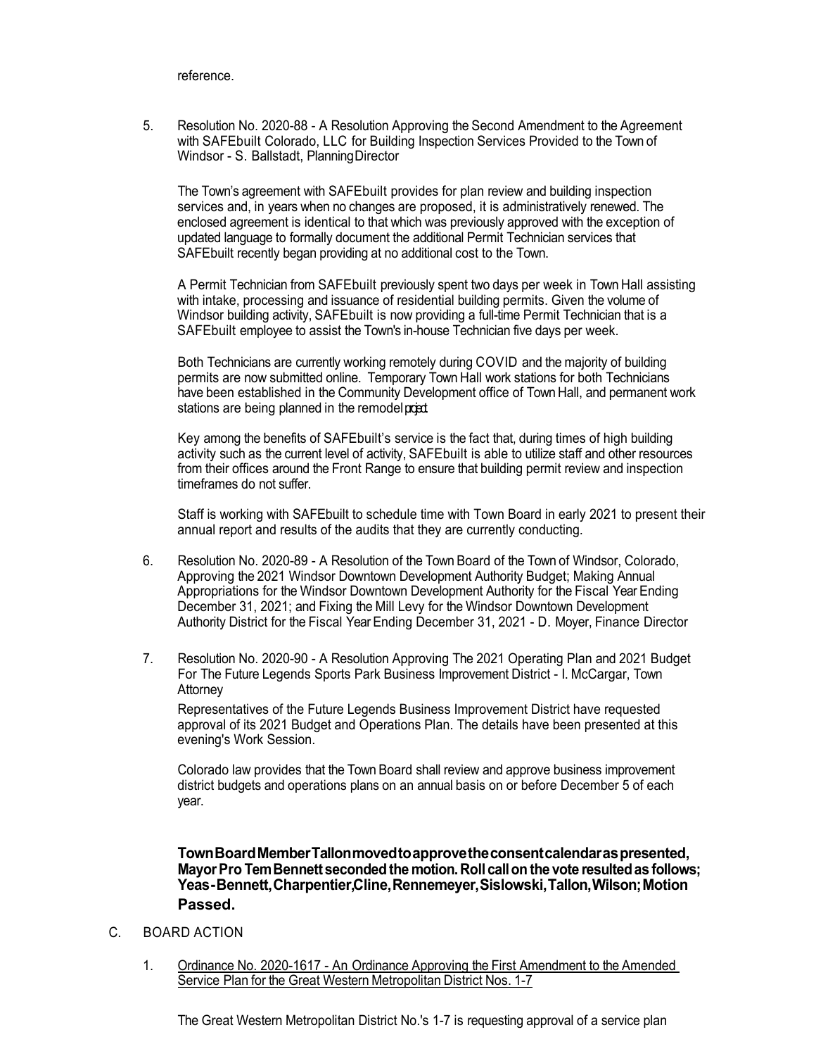reference.

5. Resolution No. 2020-88 - A Resolution Approving the Second Amendment to the Agreement with SAFEbuilt Colorado, LLC for Building Inspection Services Provided to the Town of Windsor - S. Ballstadt, Planning Director

   The Town's agreement with SAFEbuilt provides for plan review and building inspection services and, in years when no changes are proposed, it is administratively renewed. The enclosed agreement is identical to that which was previously approved with the exception of updated language to formally document the additional Permit Technician services that SAFEbuilt recently began providing at no additional cost to the Town.

   A Permit Technician from SAFEbuilt previously spent two days per week in Town Hall assisting with intake, processing and issuance of residential building permits. Given the volume of Windsor building activity, SAFEbuilt is now providing a full-time Permit Technician that is a SAFEbuilt employee to assist the Town's in-house Technician five days per week.

   Both Technicians are currently working remotely during COVID and the majority of building permits are now submitted online. Temporary Town Hall work stations for both Technicians have been established in the Community Development office of Town Hall, and permanent work stations are being planned in the remodel project.

   Key among the benefits of SAFEbuilt's service is the fact that, during times of high building activity such as the current level of activity, SAFEbuilt is able to utilize staff and other resources from their offices around the Front Range to ensure that building permit review and inspection timeframes do not suffer.

   Staff is working with SAFEbuilt to schedule time with Town Board in early 2021 to present their annual report and results of the audits that they are currently conducting.

6. Resolution No. 2020-89 - A Resolution of the Town Board of the Town of Windsor, Colorado, Approving the 2021 Windsor Downtown Development Authority Budget; Making Annual Appropriations for the Windsor Downtown Development Authority for the Fiscal Year Ending December 31, 2021; and Fixing the Mill Levy for the Windsor Downtown Development Authority District for the Fiscal Year Ending December 31, 2021 - D. Moyer, Finance Director

7. Resolution No. 2020-90 - A Resolution Approving The 2021 Operating Plan and 2021 Budget For The Future Legends Sports Park Business Improvement District - I. McCargar, Town Attorney

   Representatives of the Future Legends Business Improvement District have requested approval of its 2021 Budget and Operations Plan. The details have been presented at this evening's Work Session.

   Colorado law provides that the Town Board shall review and approve business improvement district budgets and operations plans on an annual basis on or before December 5 of each year.

**Town Board Member Tallon moved to approve the consent calendar as presented, Mayor Pro Tem Bennett seconded the motion. Roll call on the vote resulted as follows; Yeas - Bennett, Charpentier, Cline, Rennemeyer, Sislowski, Tallon, Wilson; Motion Passed.**

C. BOARD ACTION

1. Ordinance No. 2020-1617 - An Ordinance Approving the First Amendment to the Amended Service Plan for the Great Western Metropolitan District Nos. 1-7

   The Great Western Metropolitan District No.'s 1-7 is requesting approval of a service plan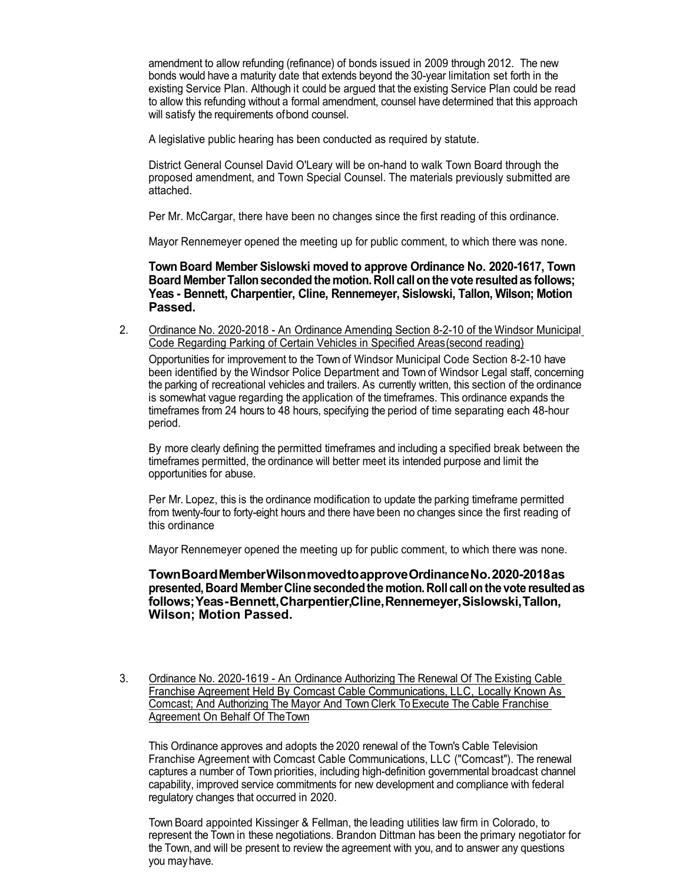amendment to allow refunding (refinance) of bonds issued in 2009 through 2012. The new bonds would have a maturity date that extends beyond the 30-year limitation set forth in the existing Service Plan. Although it could be argued that the existing Service Plan could be read to allow this refunding without a formal amendment, counsel have determined that this approach will satisfy the requirements of bond counsel.

A legislative public hearing has been conducted as required by statute.

District General Counsel David O'Leary will be on-hand to walk Town Board through the proposed amendment, and Town Special Counsel. The materials previously submitted are attached.

Per Mr. McCargar, there have been no changes since the first reading of this ordinance.

Mayor Rennemeyer opened the meeting up for public comment, to which there was none.

**Town Board Member Sislowski moved to approve Ordinance No. 2020-1617, Town Board Member Tallon seconded the motion. Roll call on the vote resulted as follows; Yeas - Bennett, Charpentier, Cline, Rennemeyer, Sislowski, Tallon, Wilson; Motion Passed.**

2. Ordinance No. 2020-2018 - An Ordinance Amending Section 8-2-10 of the Windsor Municipal Code Regarding Parking of Certain Vehicles in Specified Areas (second reading)

   Opportunities for improvement to the Town of Windsor Municipal Code Section 8-2-10 have been identified by the Windsor Police Department and Town of Windsor Legal staff, concerning the parking of recreational vehicles and trailers. As currently written, this section of the ordinance is somewhat vague regarding the application of the timeframes. This ordinance expands the timeframes from 24 hours to 48 hours, specifying the period of time separating each 48-hour period.

   By more clearly defining the permitted timeframes and including a specified break between the timeframes permitted, the ordinance will better meet its intended purpose and limit the opportunities for abuse.

   Per Mr. Lopez, this is the ordinance modification to update the parking timeframe permitted from twenty-four to forty-eight hours and there have been no changes since the first reading of this ordinance

   Mayor Rennemeyer opened the meeting up for public comment, to which there was none.

   **Town Board Member Wilson moved to approve Ordinance No. 2020-2018 as presented, Board Member Cline seconded the motion. Roll call on the vote resulted as follows; Yeas - Bennett, Charpentier, Cline, Rennemeyer, Sislowski, Tallon, Wilson; Motion Passed.**

3. Ordinance No. 2020-1619 - An Ordinance Authorizing The Renewal Of The Existing Cable Franchise Agreement Held By Comcast Cable Communications, LLC, Locally Known As Comcast; And Authorizing The Mayor And Town Clerk To Execute The Cable Franchise Agreement On Behalf Of The Town

   This Ordinance approves and adopts the 2020 renewal of the Town's Cable Television Franchise Agreement with Comcast Cable Communications, LLC ("Comcast"). The renewal captures a number of Town priorities, including high-definition governmental broadcast channel capability, improved service commitments for new development and compliance with federal regulatory changes that occurred in 2020.

   Town Board appointed Kissinger & Fellman, the leading utilities law firm in Colorado, to represent the Town in these negotiations. Brandon Dittman has been the primary negotiator for the Town, and will be present to review the agreement with you, and to answer any questions you may have.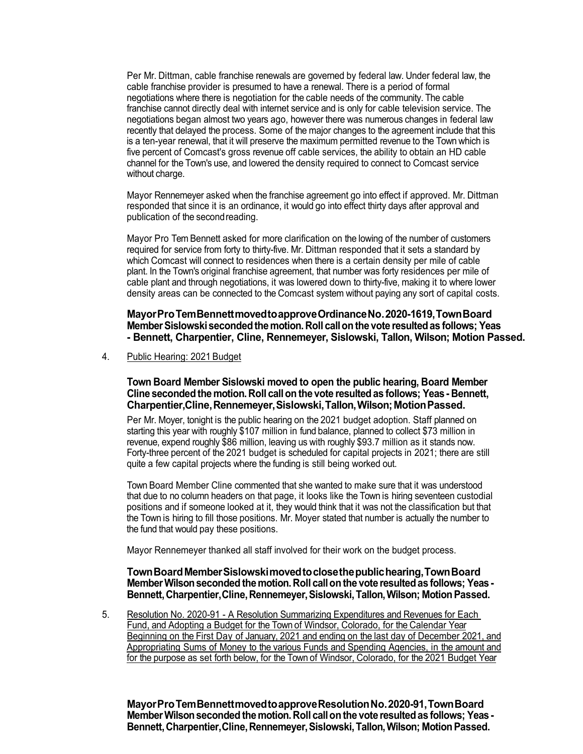Per Mr. Dittman, cable franchise renewals are governed by federal law. Under federal law, the cable franchise provider is presumed to have a renewal. There is a period of formal negotiations where there is negotiation for the cable needs of the community. The cable franchise cannot directly deal with internet service and is only for cable television service. The negotiations began almost two years ago, however there was numerous changes in federal law recently that delayed the process. Some of the major changes to the agreement include that this is a ten-year renewal, that it will preserve the maximum permitted revenue to the Town which is five percent of Comcast's gross revenue off cable services, the ability to obtain an HD cable channel for the Town's use, and lowered the density required to connect to Comcast service without charge.

Mayor Rennemeyer asked when the franchise agreement go into effect if approved. Mr. Dittman responded that since it is an ordinance, it would go into effect thirty days after approval and publication of the second reading.

Mayor Pro Tem Bennett asked for more clarification on the lowing of the number of customers required for service from forty to thirty-five. Mr. Dittman responded that it sets a standard by which Comcast will connect to residences when there is a certain density per mile of cable plant. In the Town's original franchise agreement, that number was forty residences per mile of cable plant and through negotiations, it was lowered down to thirty-five, making it to where lower density areas can be connected to the Comcast system without paying any sort of capital costs.

**Mayor Pro Tem Bennett moved to approve Ordinance No. 2020-1619, Town Board Member Sislowski seconded the motion. Roll call on the vote resulted as follows; Yeas - Bennett, Charpentier, Cline, Rennemeyer, Sislowski, Tallon, Wilson; Motion Passed.**

4. Public Hearing: 2021 Budget

**Town Board Member Sislowski moved to open the public hearing, Board Member Cline seconded the motion. Roll call on the vote resulted as follows; Yeas - Bennett, Charpentier, Cline, Rennemeyer, Sislowski, Tallon, Wilson; Motion Passed.**

Per Mr. Moyer, tonight is the public hearing on the 2021 budget adoption. Staff planned on starting this year with roughly $107 million in fund balance, planned to collect $73 million in revenue, expend roughly $86 million, leaving us with roughly $93.7 million as it stands now. Forty-three percent of the 2021 budget is scheduled for capital projects in 2021; there are still quite a few capital projects where the funding is still being worked out.

Town Board Member Cline commented that she wanted to make sure that it was understood that due to no column headers on that page, it looks like the Town is hiring seventeen custodial positions and if someone looked at it, they would think that it was not the classification but that the Town is hiring to fill those positions. Mr. Moyer stated that number is actually the number to the fund that would pay these positions.

Mayor Rennemeyer thanked all staff involved for their work on the budget process.

**Town Board Member Sislowski moved to close the public hearing, Town Board Member Wilson seconded the motion. Roll call on the vote resulted as follows; Yeas - Bennett, Charpentier, Cline, Rennemeyer, Sislowski, Tallon, Wilson; Motion Passed.**

5. Resolution No. 2020-91 - A Resolution Summarizing Expenditures and Revenues for Each Fund, and Adopting a Budget for the Town of Windsor, Colorado, for the Calendar Year Beginning on the First Day of January, 2021 and ending on the last day of December 2021, and Appropriating Sums of Money to the various Funds and Spending Agencies, in the amount and for the purpose as set forth below, for the Town of Windsor, Colorado, for the 2021 Budget Year

**Mayor Pro Tem Bennett moved to approve Resolution No. 2020-91, Town Board Member Wilson seconded the motion. Roll call on the vote resulted as follows; Yeas - Bennett, Charpentier, Cline, Rennemeyer, Sislowski, Tallon, Wilson; Motion Passed.**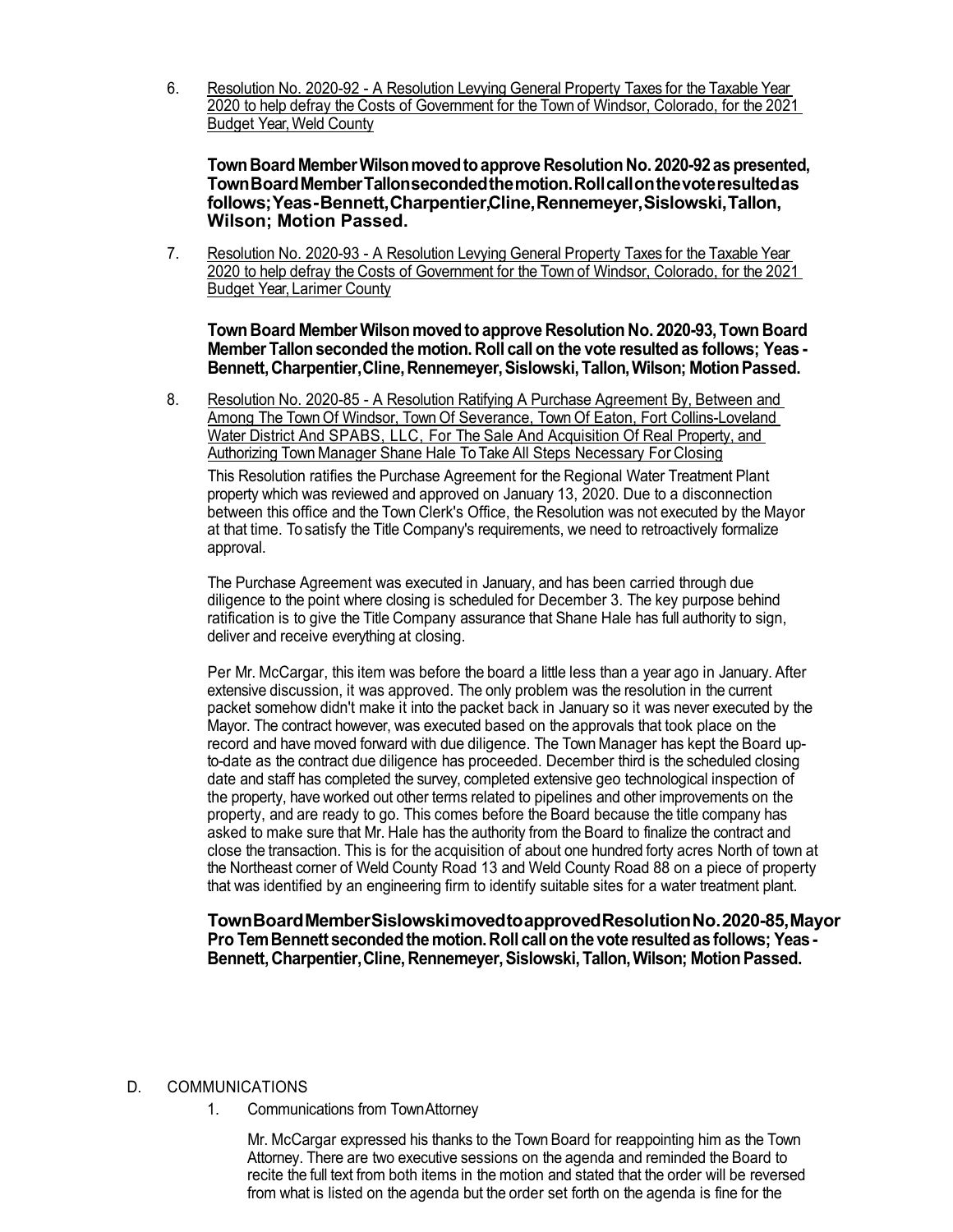6. Resolution No. 2020-92 - A Resolution Levying General Property Taxes for the Taxable Year 2020 to help defray the Costs of Government for the Town of Windsor, Colorado, for the 2021 Budget Year, Weld County

   **Town Board Member Wilson moved to approve Resolution No. 2020-92 as presented, Town Board Member Tallon seconded the motion. Roll call on the vote resulted as follows; Yeas - Bennett, Charpentier, Cline, Rennemeyer, Sislowski, Tallon, Wilson; Motion Passed.**

7. Resolution No. 2020-93 - A Resolution Levying General Property Taxes for the Taxable Year 2020 to help defray the Costs of Government for the Town of Windsor, Colorado, for the 2021 Budget Year, Larimer County

   **Town Board Member Wilson moved to approve Resolution No. 2020-93, Town Board Member Tallon seconded the motion. Roll call on the vote resulted as follows; Yeas - Bennett, Charpentier, Cline, Rennemeyer, Sislowski, Tallon, Wilson; Motion Passed.**

8. Resolution No. 2020-85 - A Resolution Ratifying A Purchase Agreement By, Between and Among The Town Of Windsor, Town Of Severance, Town Of Eaton, Fort Collins-Loveland Water District And SPABS, LLC, For The Sale And Acquisition Of Real Property, and Authorizing Town Manager Shane Hale To Take All Steps Necessary For Closing

   This Resolution ratifies the Purchase Agreement for the Regional Water Treatment Plant property which was reviewed and approved on January 13, 2020. Due to a disconnection between this office and the Town Clerk's Office, the Resolution was not executed by the Mayor at that time. To satisfy the Title Company's requirements, we need to retroactively formalize approval.

   The Purchase Agreement was executed in January, and has been carried through due diligence to the point where closing is scheduled for December 3. The key purpose behind ratification is to give the Title Company assurance that Shane Hale has full authority to sign, deliver and receive everything at closing.

   Per Mr. McCargar, this item was before the board a little less than a year ago in January. After extensive discussion, it was approved. The only problem was the resolution in the current packet somehow didn't make it into the packet back in January so it was never executed by the Mayor. The contract however, was executed based on the approvals that took place on the record and have moved forward with due diligence. The Town Manager has kept the Board up-to-date as the contract due diligence has proceeded. December third is the scheduled closing date and staff has completed the survey, completed extensive geo technological inspection of the property, have worked out other terms related to pipelines and other improvements on the property, and are ready to go. This comes before the Board because the title company has asked to make sure that Mr. Hale has the authority from the Board to finalize the contract and close the transaction. This is for the acquisition of about one hundred forty acres North of town at the Northeast corner of Weld County Road 13 and Weld County Road 88 on a piece of property that was identified by an engineering firm to identify suitable sites for a water treatment plant.

   **Town Board Member Sislowski moved to approved Resolution No. 2020-85, Mayor Pro Tem Bennett seconded the motion. Roll call on the vote resulted as follows; Yeas - Bennett, Charpentier, Cline, Rennemeyer, Sislowski, Tallon, Wilson; Motion Passed.**

D. COMMUNICATIONS

   1. Communications from Town Attorney

      Mr. McCargar expressed his thanks to the Town Board for reappointing him as the Town Attorney. There are two executive sessions on the agenda and reminded the Board to recite the full text from both items in the motion and stated that the order will be reversed from what is listed on the agenda but the order set forth on the agenda is fine for the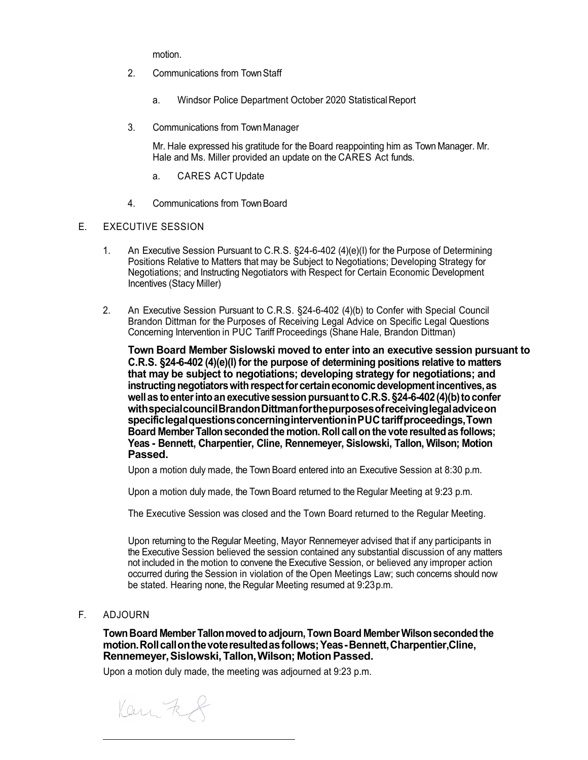motion.

2. Communications from Town Staff

   a. Windsor Police Department October 2020 Statistical Report

3. Communications from Town Manager

   Mr. Hale expressed his gratitude for the Board reappointing him as Town Manager. Mr. Hale and Ms. Miller provided an update on the CARES Act funds.

   a. CARES ACT Update

4. Communications from Town Board

E. EXECUTIVE SESSION

1. An Executive Session Pursuant to C.R.S. §24-6-402 (4)(e)(I) for the Purpose of Determining Positions Relative to Matters that may be Subject to Negotiations; Developing Strategy for Negotiations; and Instructing Negotiators with Respect for Certain Economic Development Incentives (Stacy Miller)

2. An Executive Session Pursuant to C.R.S. §24-6-402 (4)(b) to Confer with Special Council Brandon Dittman for the Purposes of Receiving Legal Advice on Specific Legal Questions Concerning Intervention in PUC Tariff Proceedings (Shane Hale, Brandon Dittman)

   **Town Board Member Sislowski moved to enter into an executive session pursuant to C.R.S. §24-6-402 (4)(e)(I) for the purpose of determining positions relative to matters that may be subject to negotiations; developing strategy for negotiations; and instructing negotiators with respect for certain economic development incentives, as well as to enter into an executive session pursuant to C.R.S. §24-6-402 (4)(b) to confer with special council Brandon Dittman for the purposes of receiving legal advice on specific legal questions concerning intervention in PUC tariff proceedings, Town Board Member Tallon seconded the motion. Roll call on the vote resulted as follows; Yeas - Bennett, Charpentier, Cline, Rennemeyer, Sislowski, Tallon, Wilson; Motion Passed.**

   Upon a motion duly made, the Town Board entered into an Executive Session at 8:30 p.m.

   Upon a motion duly made, the Town Board returned to the Regular Meeting at 9:23 p.m.

   The Executive Session was closed and the Town Board returned to the Regular Meeting.

   Upon returning to the Regular Meeting, Mayor Rennemeyer advised that if any participants in the Executive Session believed the session contained any substantial discussion of any matters not included in the motion to convene the Executive Session, or believed any improper action occurred during the Session in violation of the Open Meetings Law; such concerns should now be stated. Hearing none, the Regular Meeting resumed at 9:23 p.m.

F. ADJOURN

**Town Board Member Tallon moved to adjourn, Town Board Member Wilson seconded the motion. Roll call on the vote resulted as follows; Yeas - Bennett, Charpentier, Cline, Rennemeyer, Sislowski, Tallon, Wilson; Motion Passed.**

Upon a motion duly made, the meeting was adjourned at 9:23 p.m.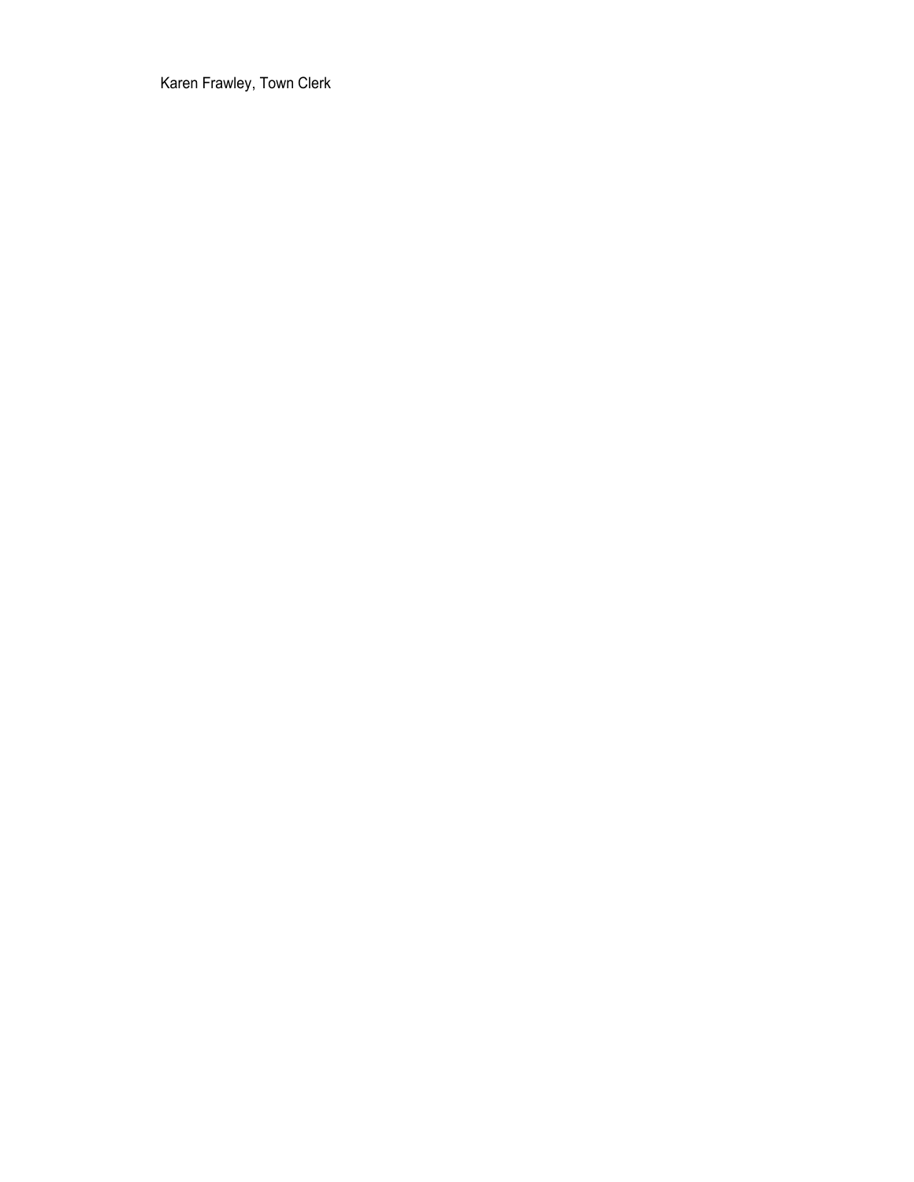Karen Frawley, Town Clerk